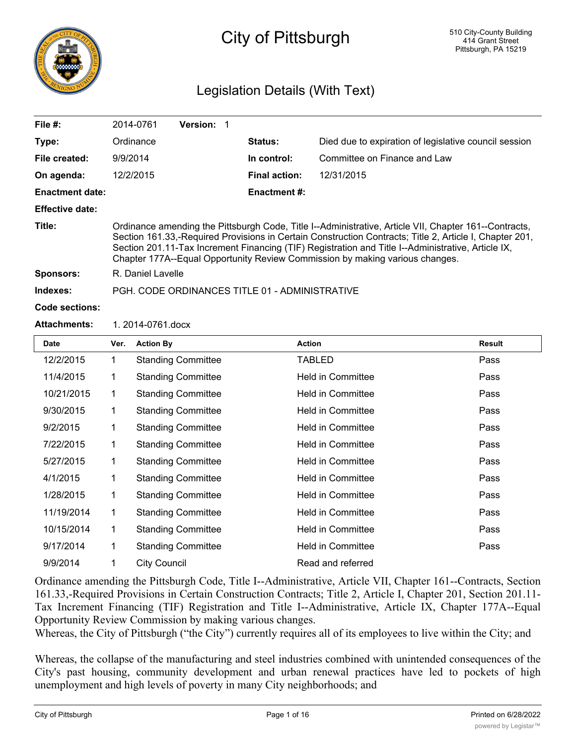# City of Pittsburgh

510 City-County Building
414 Grant Street
Pittsburgh, PA 15219

## Legislation Details (With Text)

| | | | |
|---|---|---|---|
| **File #:** | 2014-0761 **Version:** 1 | | |
| **Type:** | Ordinance | **Status:** | Died due to expiration of legislative council session |
| **File created:** | 9/9/2014 | **In control:** | Committee on Finance and Law |
| **On agenda:** | 12/2/2015 | **Final action:** | 12/31/2015 |
| **Enactment date:** | | **Enactment #:** | |
| **Effective date:** | | | |

**Title:** Ordinance amending the Pittsburgh Code, Title I--Administrative, Article VII, Chapter 161--Contracts, Section 161.33,-Required Provisions in Certain Construction Contracts; Title 2, Article I, Chapter 201, Section 201.11-Tax Increment Financing (TIF) Registration and Title I--Administrative, Article IX, Chapter 177A--Equal Opportunity Review Commission by making various changes.

**Sponsors:** R. Daniel Lavelle

**Indexes:** PGH. CODE ORDINANCES TITLE 01 - ADMINISTRATIVE

**Code sections:**

**Attachments:** 1. 2014-0761.docx

| Date | Ver. | Action By | Action | Result |
|---|---|---|---|---|
| 12/2/2015 | 1 | Standing Committee | TABLED | Pass |
| 11/4/2015 | 1 | Standing Committee | Held in Committee | Pass |
| 10/21/2015 | 1 | Standing Committee | Held in Committee | Pass |
| 9/30/2015 | 1 | Standing Committee | Held in Committee | Pass |
| 9/2/2015 | 1 | Standing Committee | Held in Committee | Pass |
| 7/22/2015 | 1 | Standing Committee | Held in Committee | Pass |
| 5/27/2015 | 1 | Standing Committee | Held in Committee | Pass |
| 4/1/2015 | 1 | Standing Committee | Held in Committee | Pass |
| 1/28/2015 | 1 | Standing Committee | Held in Committee | Pass |
| 11/19/2014 | 1 | Standing Committee | Held in Committee | Pass |
| 10/15/2014 | 1 | Standing Committee | Held in Committee | Pass |
| 9/17/2014 | 1 | Standing Committee | Held in Committee | Pass |
| 9/9/2014 | 1 | City Council | Read and referred | |

Ordinance amending the Pittsburgh Code, Title I--Administrative, Article VII, Chapter 161--Contracts, Section 161.33,-Required Provisions in Certain Construction Contracts; Title 2, Article I, Chapter 201, Section 201.11-Tax Increment Financing (TIF) Registration and Title I--Administrative, Article IX, Chapter 177A--Equal Opportunity Review Commission by making various changes.

Whereas, the City of Pittsburgh ("the City") currently requires all of its employees to live within the City; and

Whereas, the collapse of the manufacturing and steel industries combined with unintended consequences of the City's past housing, community development and urban renewal practices have led to pockets of high unemployment and high levels of poverty in many City neighborhoods; and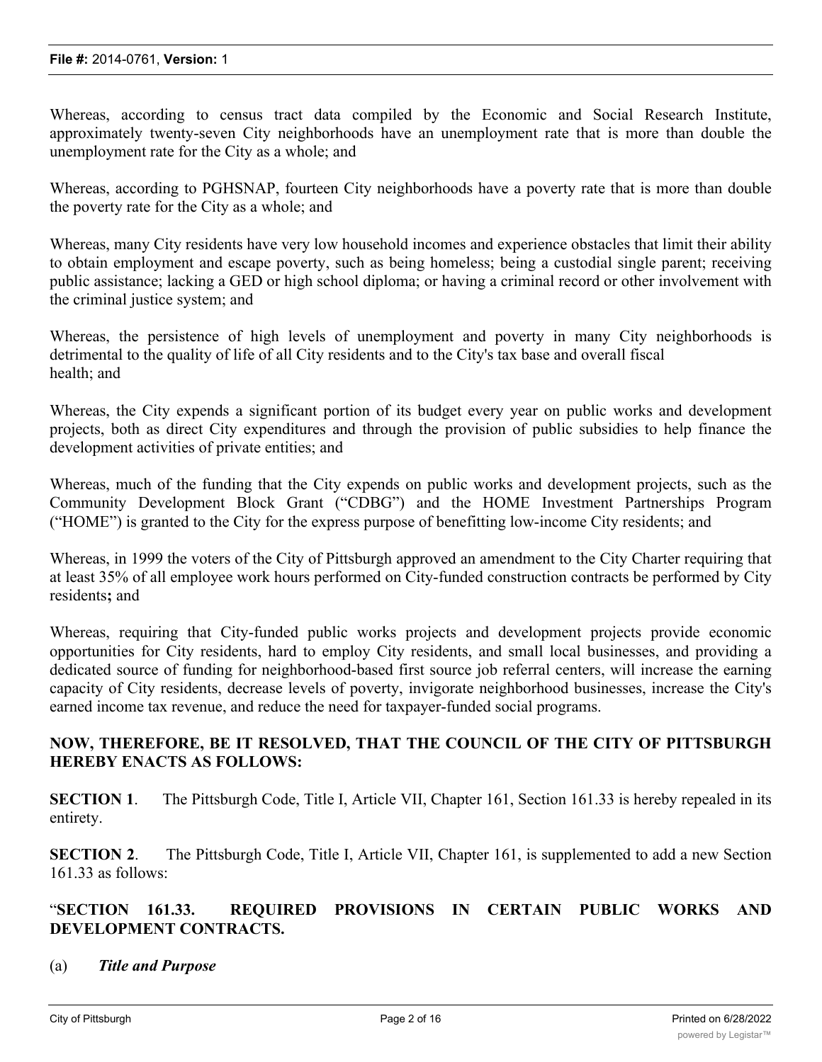Whereas, according to census tract data compiled by the Economic and Social Research Institute, approximately twenty-seven City neighborhoods have an unemployment rate that is more than double the unemployment rate for the City as a whole; and

Whereas, according to PGHSNAP, fourteen City neighborhoods have a poverty rate that is more than double the poverty rate for the City as a whole; and

Whereas, many City residents have very low household incomes and experience obstacles that limit their ability to obtain employment and escape poverty, such as being homeless; being a custodial single parent; receiving public assistance; lacking a GED or high school diploma; or having a criminal record or other involvement with the criminal justice system; and

Whereas, the persistence of high levels of unemployment and poverty in many City neighborhoods is detrimental to the quality of life of all City residents and to the City's tax base and overall fiscal health; and

Whereas, the City expends a significant portion of its budget every year on public works and development projects, both as direct City expenditures and through the provision of public subsidies to help finance the development activities of private entities; and

Whereas, much of the funding that the City expends on public works and development projects, such as the Community Development Block Grant ("CDBG") and the HOME Investment Partnerships Program ("HOME") is granted to the City for the express purpose of benefitting low-income City residents; and

Whereas, in 1999 the voters of the City of Pittsburgh approved an amendment to the City Charter requiring that at least 35% of all employee work hours performed on City-funded construction contracts be performed by City residents**;** and

Whereas, requiring that City-funded public works projects and development projects provide economic opportunities for City residents, hard to employ City residents, and small local businesses, and providing a dedicated source of funding for neighborhood-based first source job referral centers, will increase the earning capacity of City residents, decrease levels of poverty, invigorate neighborhood businesses, increase the City's earned income tax revenue, and reduce the need for taxpayer-funded social programs.

**NOW, THEREFORE, BE IT RESOLVED, THAT THE COUNCIL OF THE CITY OF PITTSBURGH HEREBY ENACTS AS FOLLOWS:**

**SECTION 1**. The Pittsburgh Code, Title I, Article VII, Chapter 161, Section 161.33 is hereby repealed in its entirety.

**SECTION 2**. The Pittsburgh Code, Title I, Article VII, Chapter 161, is supplemented to add a new Section 161.33 as follows:

"**SECTION 161.33. REQUIRED PROVISIONS IN CERTAIN PUBLIC WORKS AND DEVELOPMENT CONTRACTS.**

(a) ***Title and Purpose***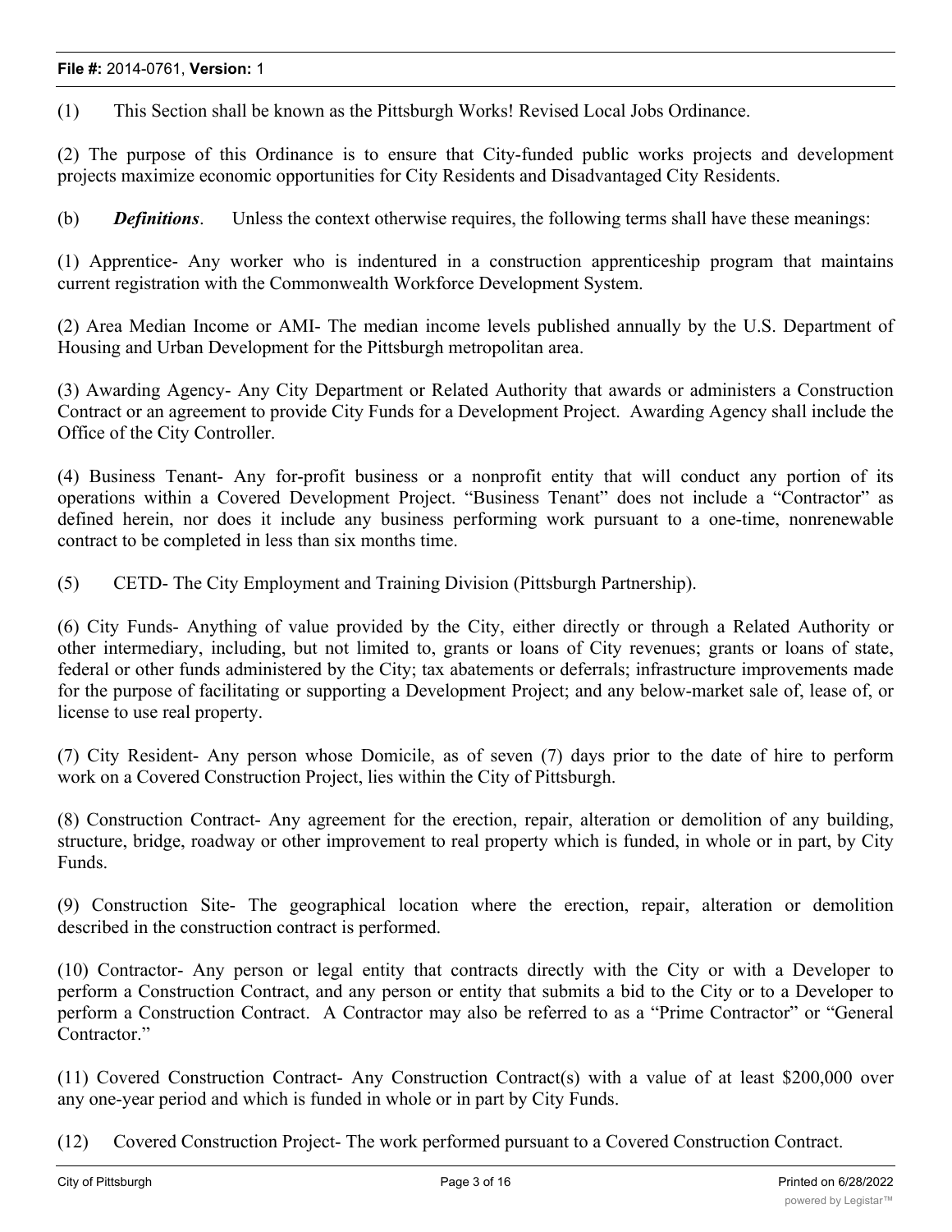(1) This Section shall be known as the Pittsburgh Works! Revised Local Jobs Ordinance.

(2) The purpose of this Ordinance is to ensure that City-funded public works projects and development projects maximize economic opportunities for City Residents and Disadvantaged City Residents.

(b) ***Definitions***. Unless the context otherwise requires, the following terms shall have these meanings:

(1) Apprentice- Any worker who is indentured in a construction apprenticeship program that maintains current registration with the Commonwealth Workforce Development System.

(2) Area Median Income or AMI- The median income levels published annually by the U.S. Department of Housing and Urban Development for the Pittsburgh metropolitan area.

(3) Awarding Agency- Any City Department or Related Authority that awards or administers a Construction Contract or an agreement to provide City Funds for a Development Project. Awarding Agency shall include the Office of the City Controller.

(4) Business Tenant- Any for-profit business or a nonprofit entity that will conduct any portion of its operations within a Covered Development Project. "Business Tenant" does not include a "Contractor" as defined herein, nor does it include any business performing work pursuant to a one-time, nonrenewable contract to be completed in less than six months time.

(5) CETD- The City Employment and Training Division (Pittsburgh Partnership).

(6) City Funds- Anything of value provided by the City, either directly or through a Related Authority or other intermediary, including, but not limited to, grants or loans of City revenues; grants or loans of state, federal or other funds administered by the City; tax abatements or deferrals; infrastructure improvements made for the purpose of facilitating or supporting a Development Project; and any below-market sale of, lease of, or license to use real property.

(7) City Resident- Any person whose Domicile, as of seven (7) days prior to the date of hire to perform work on a Covered Construction Project, lies within the City of Pittsburgh.

(8) Construction Contract- Any agreement for the erection, repair, alteration or demolition of any building, structure, bridge, roadway or other improvement to real property which is funded, in whole or in part, by City Funds.

(9) Construction Site- The geographical location where the erection, repair, alteration or demolition described in the construction contract is performed.

(10) Contractor- Any person or legal entity that contracts directly with the City or with a Developer to perform a Construction Contract, and any person or entity that submits a bid to the City or to a Developer to perform a Construction Contract. A Contractor may also be referred to as a "Prime Contractor" or "General Contractor."

(11) Covered Construction Contract- Any Construction Contract(s) with a value of at least $200,000 over any one-year period and which is funded in whole or in part by City Funds.

(12) Covered Construction Project- The work performed pursuant to a Covered Construction Contract.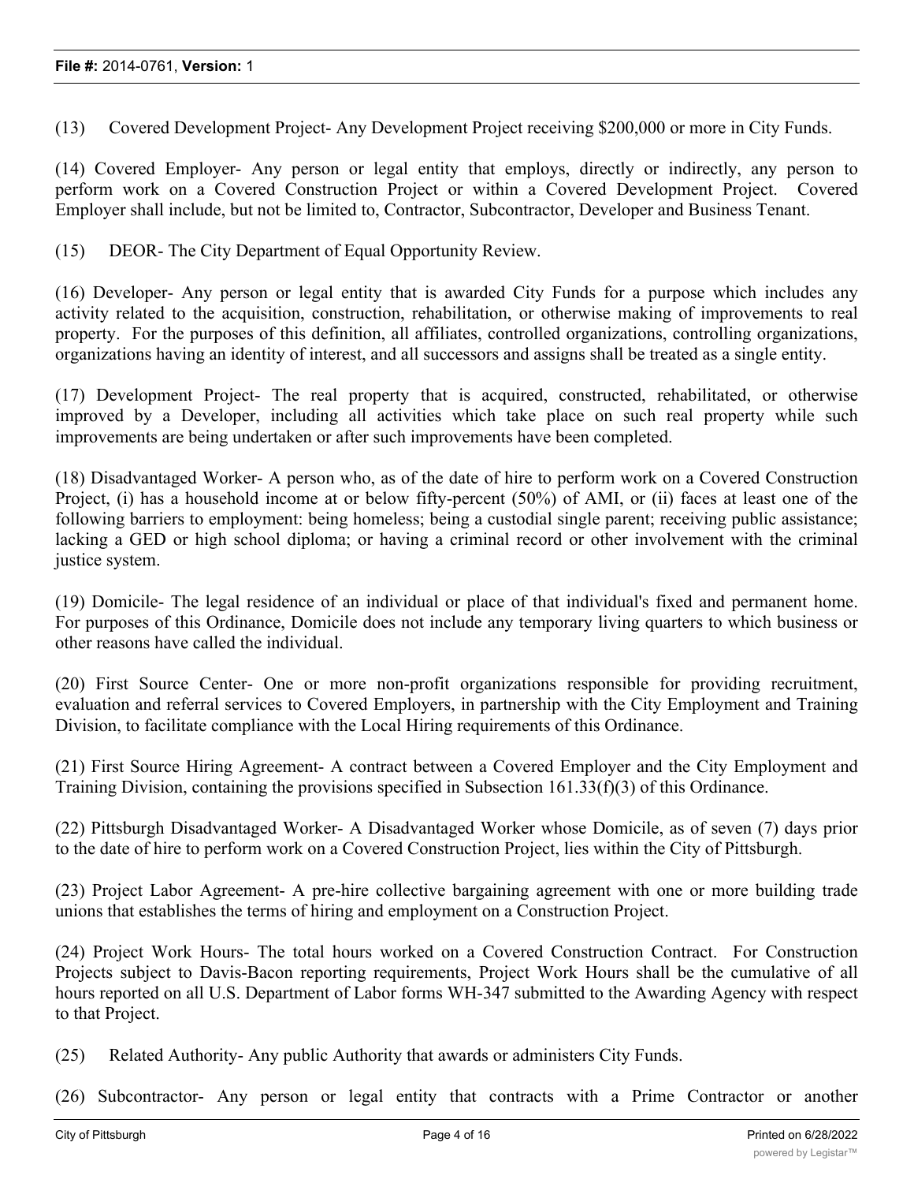(13) Covered Development Project- Any Development Project receiving $200,000 or more in City Funds.

(14) Covered Employer- Any person or legal entity that employs, directly or indirectly, any person to perform work on a Covered Construction Project or within a Covered Development Project. Covered Employer shall include, but not be limited to, Contractor, Subcontractor, Developer and Business Tenant.

(15) DEOR- The City Department of Equal Opportunity Review.

(16) Developer- Any person or legal entity that is awarded City Funds for a purpose which includes any activity related to the acquisition, construction, rehabilitation, or otherwise making of improvements to real property. For the purposes of this definition, all affiliates, controlled organizations, controlling organizations, organizations having an identity of interest, and all successors and assigns shall be treated as a single entity.

(17) Development Project- The real property that is acquired, constructed, rehabilitated, or otherwise improved by a Developer, including all activities which take place on such real property while such improvements are being undertaken or after such improvements have been completed.

(18) Disadvantaged Worker- A person who, as of the date of hire to perform work on a Covered Construction Project, (i) has a household income at or below fifty-percent (50%) of AMI, or (ii) faces at least one of the following barriers to employment: being homeless; being a custodial single parent; receiving public assistance; lacking a GED or high school diploma; or having a criminal record or other involvement with the criminal justice system.

(19) Domicile- The legal residence of an individual or place of that individual's fixed and permanent home. For purposes of this Ordinance, Domicile does not include any temporary living quarters to which business or other reasons have called the individual.

(20) First Source Center- One or more non-profit organizations responsible for providing recruitment, evaluation and referral services to Covered Employers, in partnership with the City Employment and Training Division, to facilitate compliance with the Local Hiring requirements of this Ordinance.

(21) First Source Hiring Agreement- A contract between a Covered Employer and the City Employment and Training Division, containing the provisions specified in Subsection 161.33(f)(3) of this Ordinance.

(22) Pittsburgh Disadvantaged Worker- A Disadvantaged Worker whose Domicile, as of seven (7) days prior to the date of hire to perform work on a Covered Construction Project, lies within the City of Pittsburgh.

(23) Project Labor Agreement- A pre-hire collective bargaining agreement with one or more building trade unions that establishes the terms of hiring and employment on a Construction Project.

(24) Project Work Hours- The total hours worked on a Covered Construction Contract. For Construction Projects subject to Davis-Bacon reporting requirements, Project Work Hours shall be the cumulative of all hours reported on all U.S. Department of Labor forms WH-347 submitted to the Awarding Agency with respect to that Project.

(25) Related Authority- Any public Authority that awards or administers City Funds.

(26) Subcontractor- Any person or legal entity that contracts with a Prime Contractor or another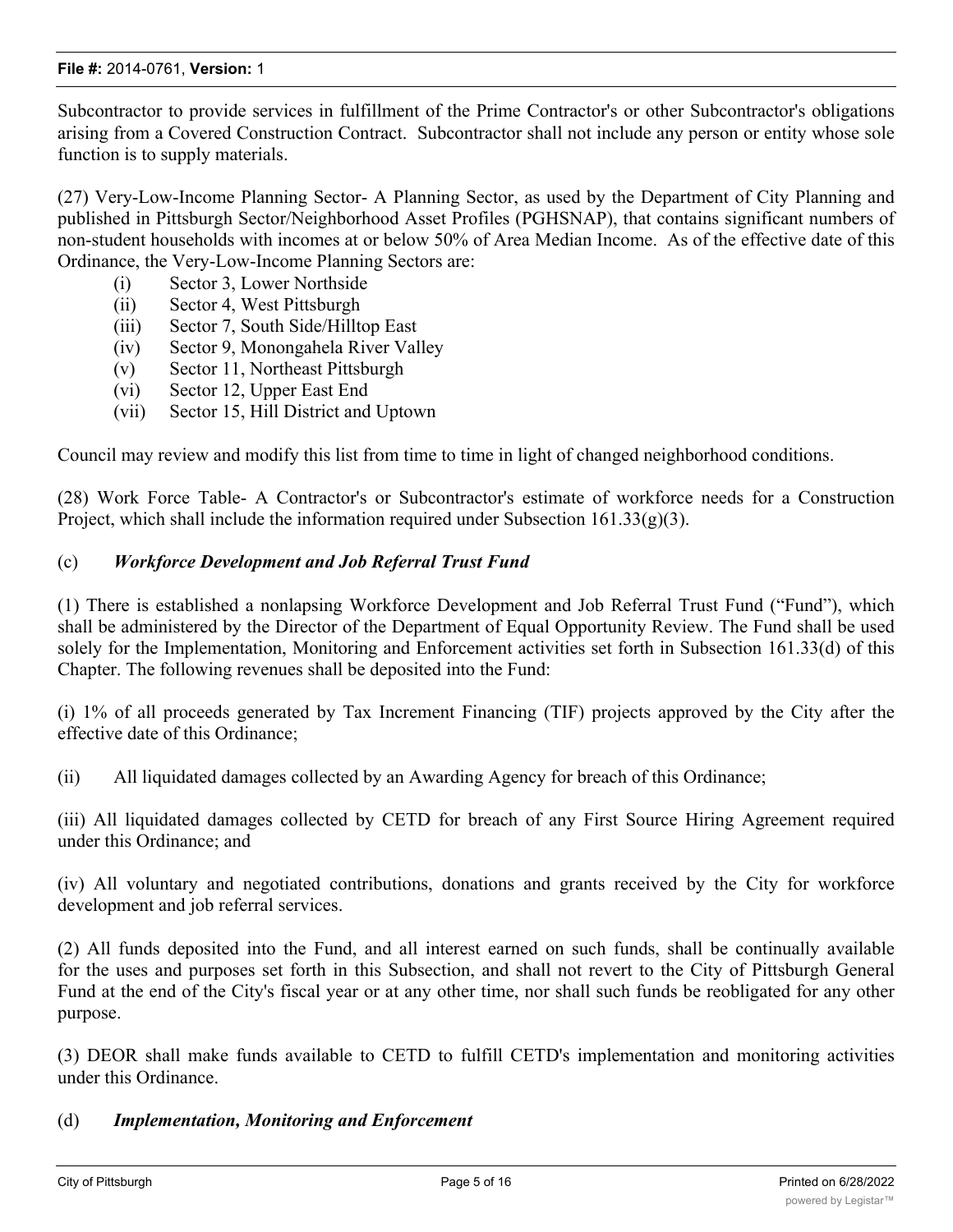Subcontractor to provide services in fulfillment of the Prime Contractor's or other Subcontractor's obligations arising from a Covered Construction Contract. Subcontractor shall not include any person or entity whose sole function is to supply materials.

(27) Very-Low-Income Planning Sector- A Planning Sector, as used by the Department of City Planning and published in Pittsburgh Sector/Neighborhood Asset Profiles (PGHSNAP), that contains significant numbers of non-student households with incomes at or below 50% of Area Median Income. As of the effective date of this Ordinance, the Very-Low-Income Planning Sectors are:

- (i) Sector 3, Lower Northside
- (ii) Sector 4, West Pittsburgh
- (iii) Sector 7, South Side/Hilltop East
- (iv) Sector 9, Monongahela River Valley
- (v) Sector 11, Northeast Pittsburgh
- (vi) Sector 12, Upper East End
- (vii) Sector 15, Hill District and Uptown

Council may review and modify this list from time to time in light of changed neighborhood conditions.

(28) Work Force Table- A Contractor's or Subcontractor's estimate of workforce needs for a Construction Project, which shall include the information required under Subsection 161.33(g)(3).

## (c) *Workforce Development and Job Referral Trust Fund*

(1) There is established a nonlapsing Workforce Development and Job Referral Trust Fund ("Fund"), which shall be administered by the Director of the Department of Equal Opportunity Review. The Fund shall be used solely for the Implementation, Monitoring and Enforcement activities set forth in Subsection 161.33(d) of this Chapter. The following revenues shall be deposited into the Fund:

(i) 1% of all proceeds generated by Tax Increment Financing (TIF) projects approved by the City after the effective date of this Ordinance;

(ii) All liquidated damages collected by an Awarding Agency for breach of this Ordinance;

(iii) All liquidated damages collected by CETD for breach of any First Source Hiring Agreement required under this Ordinance; and

(iv) All voluntary and negotiated contributions, donations and grants received by the City for workforce development and job referral services.

(2) All funds deposited into the Fund, and all interest earned on such funds, shall be continually available for the uses and purposes set forth in this Subsection, and shall not revert to the City of Pittsburgh General Fund at the end of the City's fiscal year or at any other time, nor shall such funds be reobligated for any other purpose.

(3) DEOR shall make funds available to CETD to fulfill CETD's implementation and monitoring activities under this Ordinance.

## (d) *Implementation, Monitoring and Enforcement*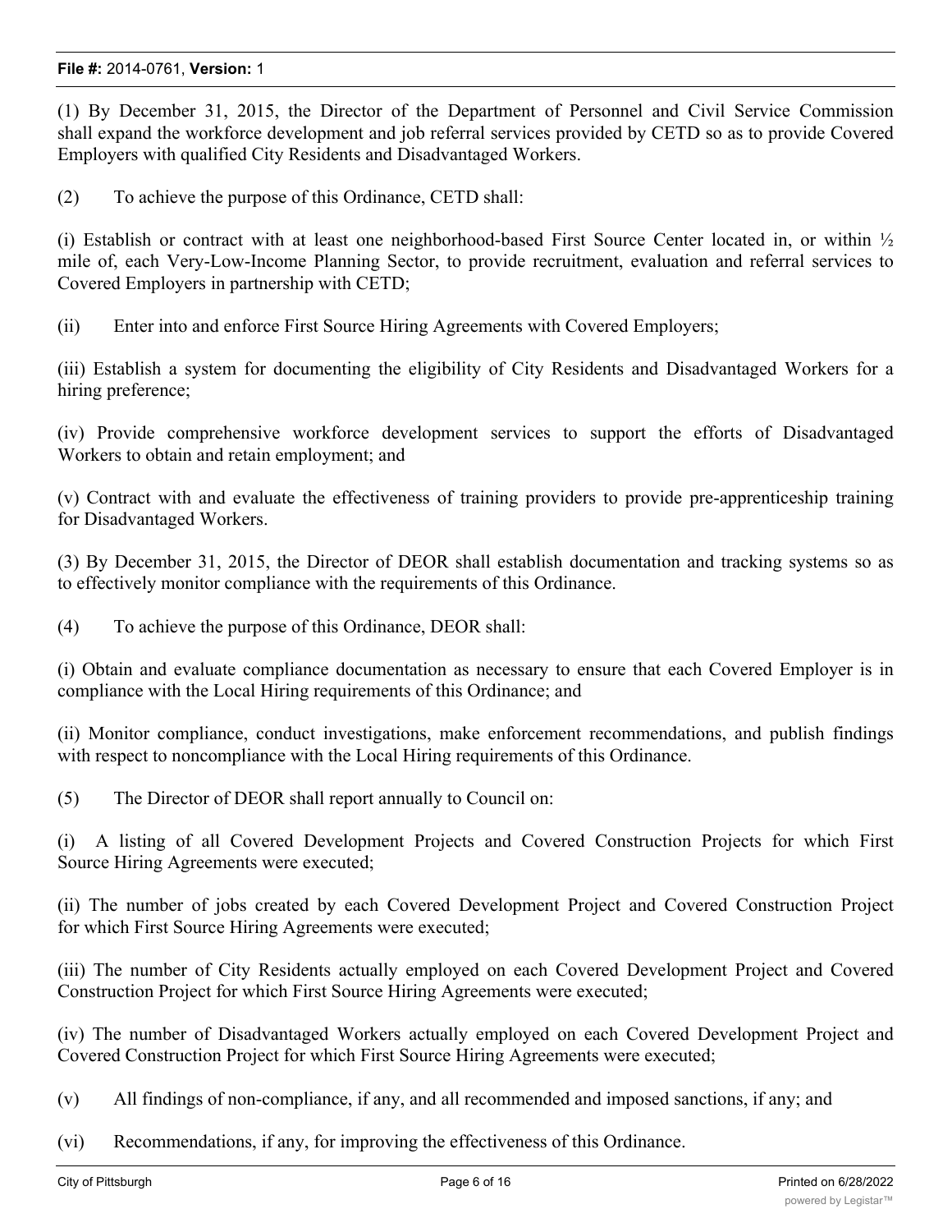(1) By December 31, 2015, the Director of the Department of Personnel and Civil Service Commission shall expand the workforce development and job referral services provided by CETD so as to provide Covered Employers with qualified City Residents and Disadvantaged Workers.

(2) To achieve the purpose of this Ordinance, CETD shall:

(i) Establish or contract with at least one neighborhood-based First Source Center located in, or within ½ mile of, each Very-Low-Income Planning Sector, to provide recruitment, evaluation and referral services to Covered Employers in partnership with CETD;

(ii) Enter into and enforce First Source Hiring Agreements with Covered Employers;

(iii) Establish a system for documenting the eligibility of City Residents and Disadvantaged Workers for a hiring preference;

(iv) Provide comprehensive workforce development services to support the efforts of Disadvantaged Workers to obtain and retain employment; and

(v) Contract with and evaluate the effectiveness of training providers to provide pre-apprenticeship training for Disadvantaged Workers.

(3) By December 31, 2015, the Director of DEOR shall establish documentation and tracking systems so as to effectively monitor compliance with the requirements of this Ordinance.

(4) To achieve the purpose of this Ordinance, DEOR shall:

(i) Obtain and evaluate compliance documentation as necessary to ensure that each Covered Employer is in compliance with the Local Hiring requirements of this Ordinance; and

(ii) Monitor compliance, conduct investigations, make enforcement recommendations, and publish findings with respect to noncompliance with the Local Hiring requirements of this Ordinance.

(5) The Director of DEOR shall report annually to Council on:

(i) A listing of all Covered Development Projects and Covered Construction Projects for which First Source Hiring Agreements were executed;

(ii) The number of jobs created by each Covered Development Project and Covered Construction Project for which First Source Hiring Agreements were executed;

(iii) The number of City Residents actually employed on each Covered Development Project and Covered Construction Project for which First Source Hiring Agreements were executed;

(iv) The number of Disadvantaged Workers actually employed on each Covered Development Project and Covered Construction Project for which First Source Hiring Agreements were executed;

(v) All findings of non-compliance, if any, and all recommended and imposed sanctions, if any; and

(vi) Recommendations, if any, for improving the effectiveness of this Ordinance.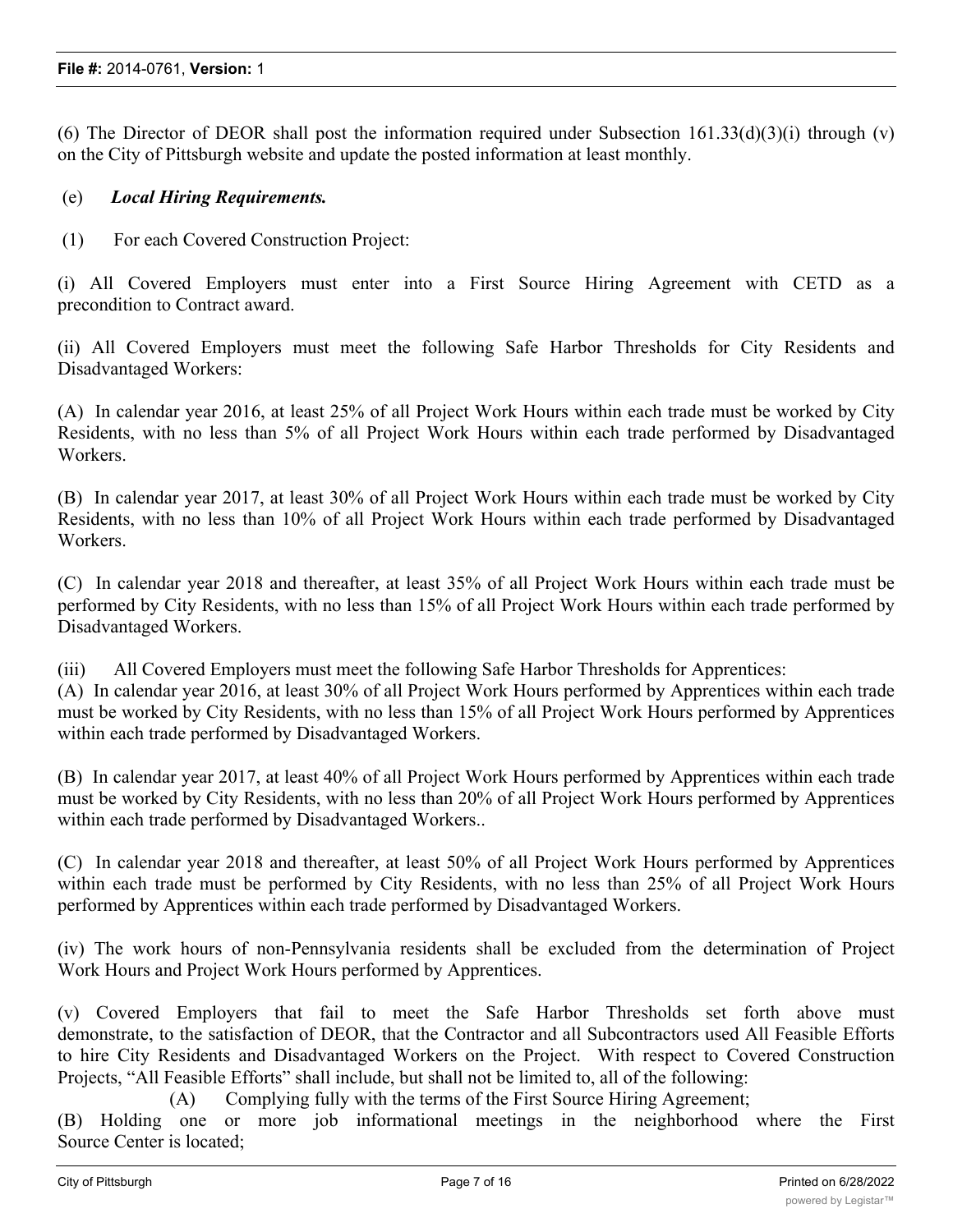(6) The Director of DEOR shall post the information required under Subsection 161.33(d)(3)(i) through (v) on the City of Pittsburgh website and update the posted information at least monthly.

(e) ***Local Hiring Requirements.***

(1) For each Covered Construction Project:

(i) All Covered Employers must enter into a First Source Hiring Agreement with CETD as a precondition to Contract award.

(ii) All Covered Employers must meet the following Safe Harbor Thresholds for City Residents and Disadvantaged Workers:

(A) In calendar year 2016, at least 25% of all Project Work Hours within each trade must be worked by City Residents, with no less than 5% of all Project Work Hours within each trade performed by Disadvantaged Workers.

(B) In calendar year 2017, at least 30% of all Project Work Hours within each trade must be worked by City Residents, with no less than 10% of all Project Work Hours within each trade performed by Disadvantaged Workers.

(C) In calendar year 2018 and thereafter, at least 35% of all Project Work Hours within each trade must be performed by City Residents, with no less than 15% of all Project Work Hours within each trade performed by Disadvantaged Workers.

(iii) All Covered Employers must meet the following Safe Harbor Thresholds for Apprentices:

(A) In calendar year 2016, at least 30% of all Project Work Hours performed by Apprentices within each trade must be worked by City Residents, with no less than 15% of all Project Work Hours performed by Apprentices within each trade performed by Disadvantaged Workers.

(B) In calendar year 2017, at least 40% of all Project Work Hours performed by Apprentices within each trade must be worked by City Residents, with no less than 20% of all Project Work Hours performed by Apprentices within each trade performed by Disadvantaged Workers..

(C) In calendar year 2018 and thereafter, at least 50% of all Project Work Hours performed by Apprentices within each trade must be performed by City Residents, with no less than 25% of all Project Work Hours performed by Apprentices within each trade performed by Disadvantaged Workers.

(iv) The work hours of non-Pennsylvania residents shall be excluded from the determination of Project Work Hours and Project Work Hours performed by Apprentices.

(v) Covered Employers that fail to meet the Safe Harbor Thresholds set forth above must demonstrate, to the satisfaction of DEOR, that the Contractor and all Subcontractors used All Feasible Efforts to hire City Residents and Disadvantaged Workers on the Project. With respect to Covered Construction Projects, "All Feasible Efforts" shall include, but shall not be limited to, all of the following:

(A) Complying fully with the terms of the First Source Hiring Agreement;

(B) Holding one or more job informational meetings in the neighborhood where the First Source Center is located;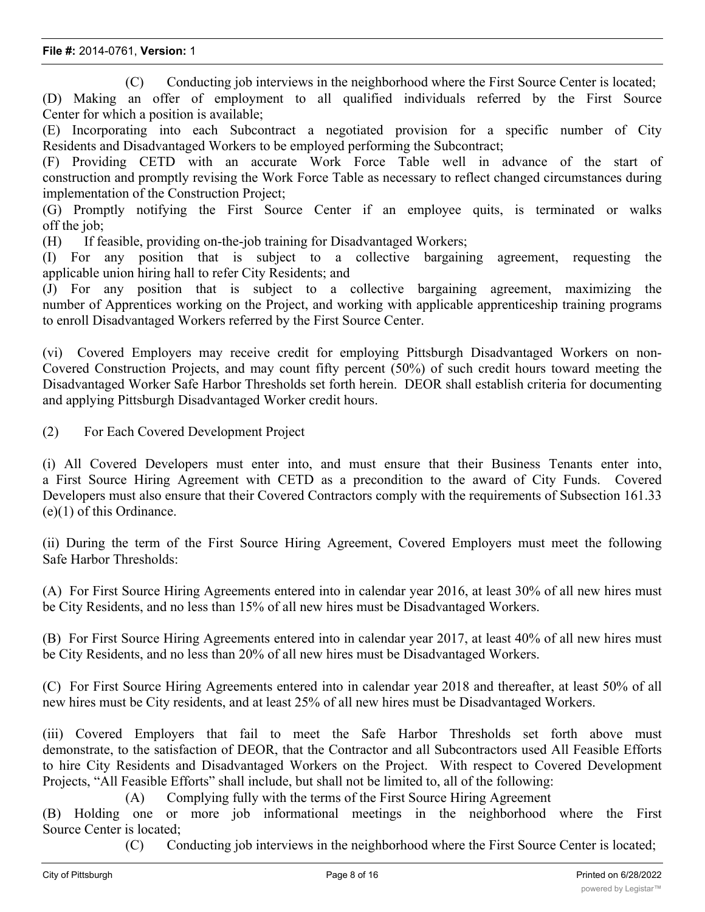(C) Conducting job interviews in the neighborhood where the First Source Center is located;

(D) Making an offer of employment to all qualified individuals referred by the First Source Center for which a position is available;

(E) Incorporating into each Subcontract a negotiated provision for a specific number of City Residents and Disadvantaged Workers to be employed performing the Subcontract;

(F) Providing CETD with an accurate Work Force Table well in advance of the start of construction and promptly revising the Work Force Table as necessary to reflect changed circumstances during implementation of the Construction Project;

(G) Promptly notifying the First Source Center if an employee quits, is terminated or walks off the job;

(H) If feasible, providing on-the-job training for Disadvantaged Workers;

(I) For any position that is subject to a collective bargaining agreement, requesting the applicable union hiring hall to refer City Residents; and

(J) For any position that is subject to a collective bargaining agreement, maximizing the number of Apprentices working on the Project, and working with applicable apprenticeship training programs to enroll Disadvantaged Workers referred by the First Source Center.

(vi) Covered Employers may receive credit for employing Pittsburgh Disadvantaged Workers on non-Covered Construction Projects, and may count fifty percent (50%) of such credit hours toward meeting the Disadvantaged Worker Safe Harbor Thresholds set forth herein. DEOR shall establish criteria for documenting and applying Pittsburgh Disadvantaged Worker credit hours.

(2) For Each Covered Development Project

(i) All Covered Developers must enter into, and must ensure that their Business Tenants enter into, a First Source Hiring Agreement with CETD as a precondition to the award of City Funds. Covered Developers must also ensure that their Covered Contractors comply with the requirements of Subsection 161.33 (e)(1) of this Ordinance.

(ii) During the term of the First Source Hiring Agreement, Covered Employers must meet the following Safe Harbor Thresholds:

(A) For First Source Hiring Agreements entered into in calendar year 2016, at least 30% of all new hires must be City Residents, and no less than 15% of all new hires must be Disadvantaged Workers.

(B) For First Source Hiring Agreements entered into in calendar year 2017, at least 40% of all new hires must be City Residents, and no less than 20% of all new hires must be Disadvantaged Workers.

(C) For First Source Hiring Agreements entered into in calendar year 2018 and thereafter, at least 50% of all new hires must be City residents, and at least 25% of all new hires must be Disadvantaged Workers.

(iii) Covered Employers that fail to meet the Safe Harbor Thresholds set forth above must demonstrate, to the satisfaction of DEOR, that the Contractor and all Subcontractors used All Feasible Efforts to hire City Residents and Disadvantaged Workers on the Project. With respect to Covered Development Projects, "All Feasible Efforts" shall include, but shall not be limited to, all of the following:

(A) Complying fully with the terms of the First Source Hiring Agreement

(B) Holding one or more job informational meetings in the neighborhood where the First Source Center is located;

(C) Conducting job interviews in the neighborhood where the First Source Center is located;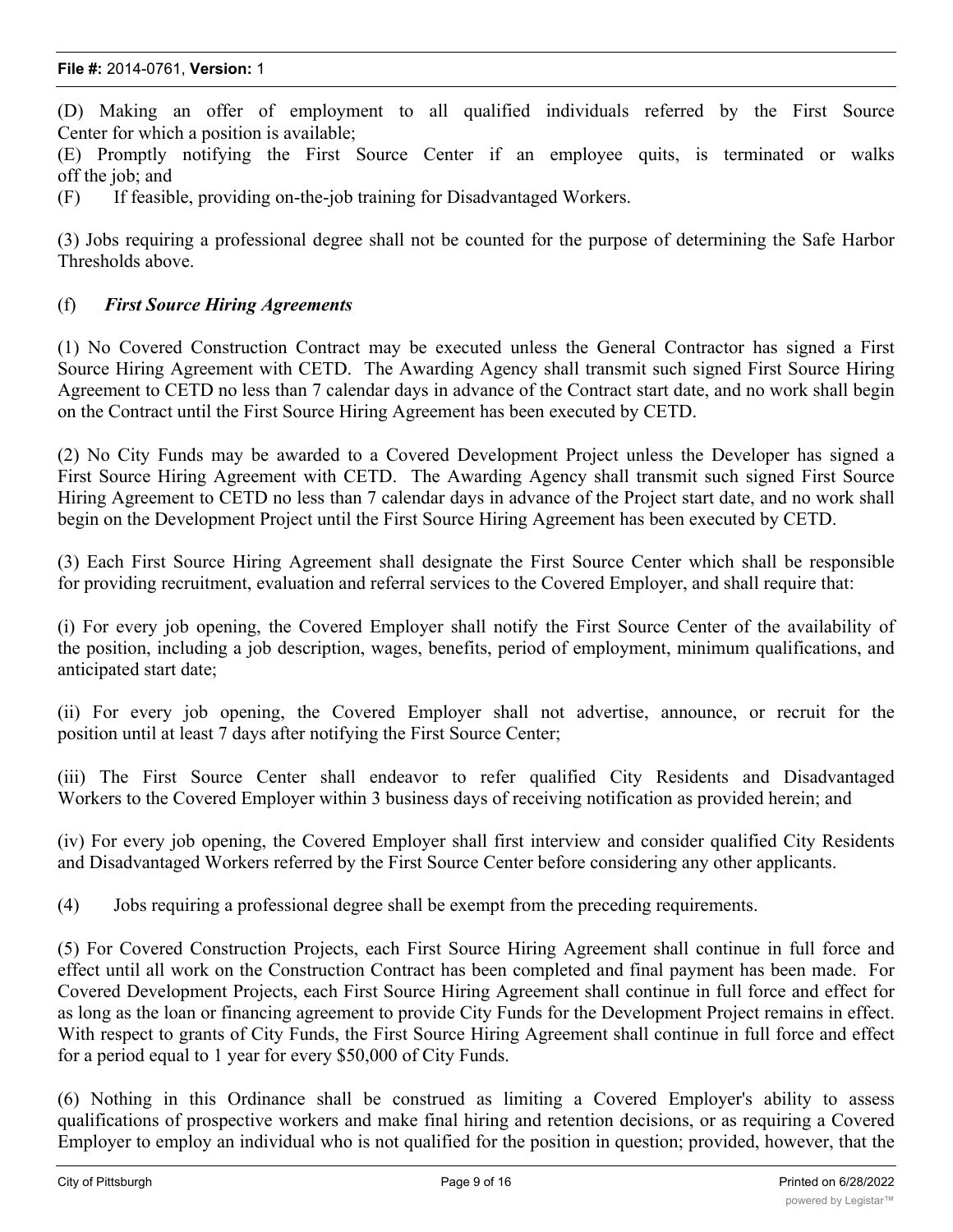(D) Making an offer of employment to all qualified individuals referred by the First Source Center for which a position is available;

(E) Promptly notifying the First Source Center if an employee quits, is terminated or walks off the job; and

(F) If feasible, providing on-the-job training for Disadvantaged Workers.

(3) Jobs requiring a professional degree shall not be counted for the purpose of determining the Safe Harbor Thresholds above.

(f) ***First Source Hiring Agreements***

(1) No Covered Construction Contract may be executed unless the General Contractor has signed a First Source Hiring Agreement with CETD. The Awarding Agency shall transmit such signed First Source Hiring Agreement to CETD no less than 7 calendar days in advance of the Contract start date, and no work shall begin on the Contract until the First Source Hiring Agreement has been executed by CETD.

(2) No City Funds may be awarded to a Covered Development Project unless the Developer has signed a First Source Hiring Agreement with CETD. The Awarding Agency shall transmit such signed First Source Hiring Agreement to CETD no less than 7 calendar days in advance of the Project start date, and no work shall begin on the Development Project until the First Source Hiring Agreement has been executed by CETD.

(3) Each First Source Hiring Agreement shall designate the First Source Center which shall be responsible for providing recruitment, evaluation and referral services to the Covered Employer, and shall require that:

(i) For every job opening, the Covered Employer shall notify the First Source Center of the availability of the position, including a job description, wages, benefits, period of employment, minimum qualifications, and anticipated start date;

(ii) For every job opening, the Covered Employer shall not advertise, announce, or recruit for the position until at least 7 days after notifying the First Source Center;

(iii) The First Source Center shall endeavor to refer qualified City Residents and Disadvantaged Workers to the Covered Employer within 3 business days of receiving notification as provided herein; and

(iv) For every job opening, the Covered Employer shall first interview and consider qualified City Residents and Disadvantaged Workers referred by the First Source Center before considering any other applicants.

(4) Jobs requiring a professional degree shall be exempt from the preceding requirements.

(5) For Covered Construction Projects, each First Source Hiring Agreement shall continue in full force and effect until all work on the Construction Contract has been completed and final payment has been made. For Covered Development Projects, each First Source Hiring Agreement shall continue in full force and effect for as long as the loan or financing agreement to provide City Funds for the Development Project remains in effect. With respect to grants of City Funds, the First Source Hiring Agreement shall continue in full force and effect for a period equal to 1 year for every $50,000 of City Funds.

(6) Nothing in this Ordinance shall be construed as limiting a Covered Employer's ability to assess qualifications of prospective workers and make final hiring and retention decisions, or as requiring a Covered Employer to employ an individual who is not qualified for the position in question; provided, however, that the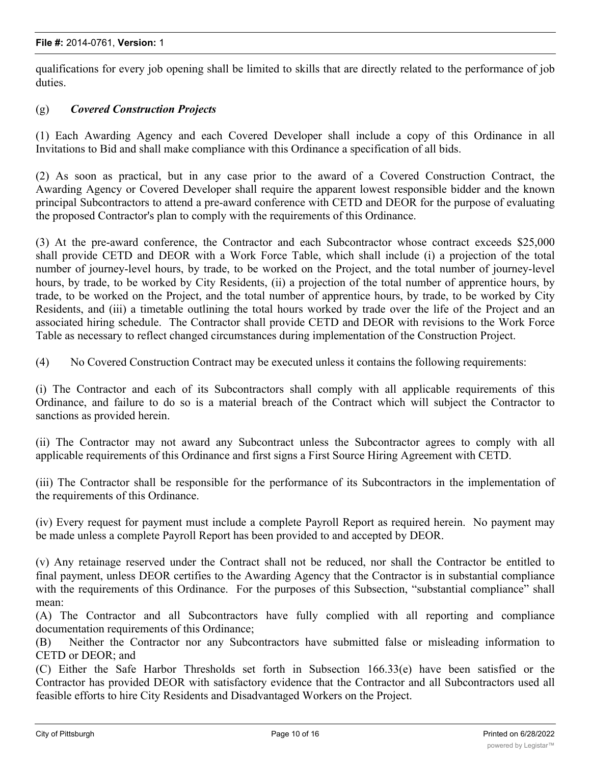qualifications for every job opening shall be limited to skills that are directly related to the performance of job duties.

(g) ***Covered Construction Projects***

(1) Each Awarding Agency and each Covered Developer shall include a copy of this Ordinance in all Invitations to Bid and shall make compliance with this Ordinance a specification of all bids.

(2) As soon as practical, but in any case prior to the award of a Covered Construction Contract, the Awarding Agency or Covered Developer shall require the apparent lowest responsible bidder and the known principal Subcontractors to attend a pre-award conference with CETD and DEOR for the purpose of evaluating the proposed Contractor's plan to comply with the requirements of this Ordinance.

(3) At the pre-award conference, the Contractor and each Subcontractor whose contract exceeds $25,000 shall provide CETD and DEOR with a Work Force Table, which shall include (i) a projection of the total number of journey-level hours, by trade, to be worked on the Project, and the total number of journey-level hours, by trade, to be worked by City Residents, (ii) a projection of the total number of apprentice hours, by trade, to be worked on the Project, and the total number of apprentice hours, by trade, to be worked by City Residents, and (iii) a timetable outlining the total hours worked by trade over the life of the Project and an associated hiring schedule. The Contractor shall provide CETD and DEOR with revisions to the Work Force Table as necessary to reflect changed circumstances during implementation of the Construction Project.

(4) No Covered Construction Contract may be executed unless it contains the following requirements:

(i) The Contractor and each of its Subcontractors shall comply with all applicable requirements of this Ordinance, and failure to do so is a material breach of the Contract which will subject the Contractor to sanctions as provided herein.

(ii) The Contractor may not award any Subcontract unless the Subcontractor agrees to comply with all applicable requirements of this Ordinance and first signs a First Source Hiring Agreement with CETD.

(iii) The Contractor shall be responsible for the performance of its Subcontractors in the implementation of the requirements of this Ordinance.

(iv) Every request for payment must include a complete Payroll Report as required herein. No payment may be made unless a complete Payroll Report has been provided to and accepted by DEOR.

(v) Any retainage reserved under the Contract shall not be reduced, nor shall the Contractor be entitled to final payment, unless DEOR certifies to the Awarding Agency that the Contractor is in substantial compliance with the requirements of this Ordinance. For the purposes of this Subsection, "substantial compliance" shall mean:

(A) The Contractor and all Subcontractors have fully complied with all reporting and compliance documentation requirements of this Ordinance;

(B) Neither the Contractor nor any Subcontractors have submitted false or misleading information to CETD or DEOR; and

(C) Either the Safe Harbor Thresholds set forth in Subsection 166.33(e) have been satisfied or the Contractor has provided DEOR with satisfactory evidence that the Contractor and all Subcontractors used all feasible efforts to hire City Residents and Disadvantaged Workers on the Project.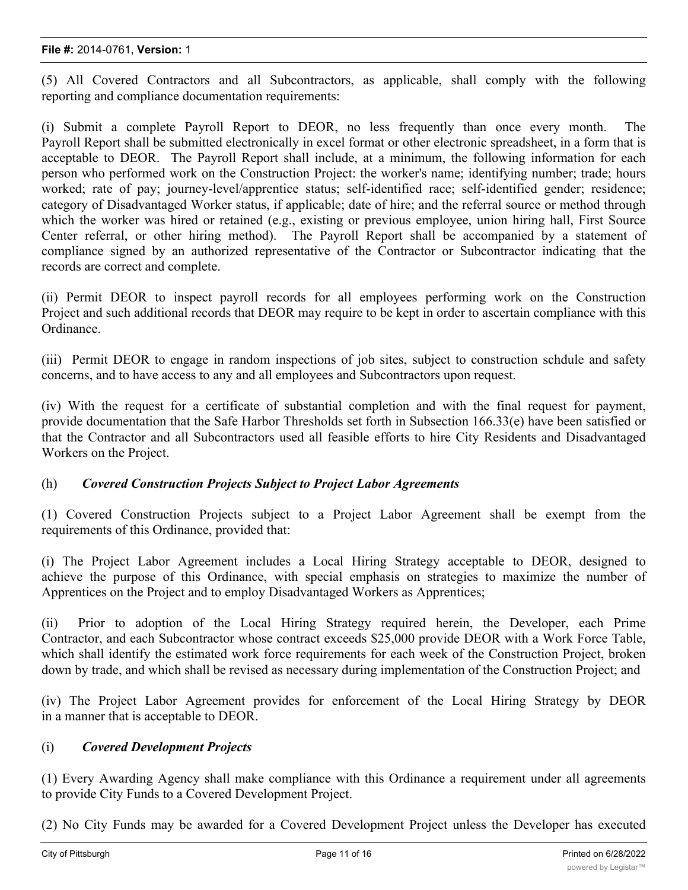(5) All Covered Contractors and all Subcontractors, as applicable, shall comply with the following reporting and compliance documentation requirements:

(i) Submit a complete Payroll Report to DEOR, no less frequently than once every month. The Payroll Report shall be submitted electronically in excel format or other electronic spreadsheet, in a form that is acceptable to DEOR. The Payroll Report shall include, at a minimum, the following information for each person who performed work on the Construction Project: the worker's name; identifying number; trade; hours worked; rate of pay; journey-level/apprentice status; self-identified race; self-identified gender; residence; category of Disadvantaged Worker status, if applicable; date of hire; and the referral source or method through which the worker was hired or retained (e.g., existing or previous employee, union hiring hall, First Source Center referral, or other hiring method). The Payroll Report shall be accompanied by a statement of compliance signed by an authorized representative of the Contractor or Subcontractor indicating that the records are correct and complete.

(ii) Permit DEOR to inspect payroll records for all employees performing work on the Construction Project and such additional records that DEOR may require to be kept in order to ascertain compliance with this Ordinance.

(iii) Permit DEOR to engage in random inspections of job sites, subject to construction schdule and safety concerns, and to have access to any and all employees and Subcontractors upon request.

(iv) With the request for a certificate of substantial completion and with the final request for payment, provide documentation that the Safe Harbor Thresholds set forth in Subsection 166.33(e) have been satisfied or that the Contractor and all Subcontractors used all feasible efforts to hire City Residents and Disadvantaged Workers on the Project.

(h) ***Covered Construction Projects Subject to Project Labor Agreements***

(1) Covered Construction Projects subject to a Project Labor Agreement shall be exempt from the requirements of this Ordinance, provided that:

(i) The Project Labor Agreement includes a Local Hiring Strategy acceptable to DEOR, designed to achieve the purpose of this Ordinance, with special emphasis on strategies to maximize the number of Apprentices on the Project and to employ Disadvantaged Workers as Apprentices;

(ii) Prior to adoption of the Local Hiring Strategy required herein, the Developer, each Prime Contractor, and each Subcontractor whose contract exceeds $25,000 provide DEOR with a Work Force Table, which shall identify the estimated work force requirements for each week of the Construction Project, broken down by trade, and which shall be revised as necessary during implementation of the Construction Project; and

(iv) The Project Labor Agreement provides for enforcement of the Local Hiring Strategy by DEOR in a manner that is acceptable to DEOR.

(i) ***Covered Development Projects***

(1) Every Awarding Agency shall make compliance with this Ordinance a requirement under all agreements to provide City Funds to a Covered Development Project.

(2) No City Funds may be awarded for a Covered Development Project unless the Developer has executed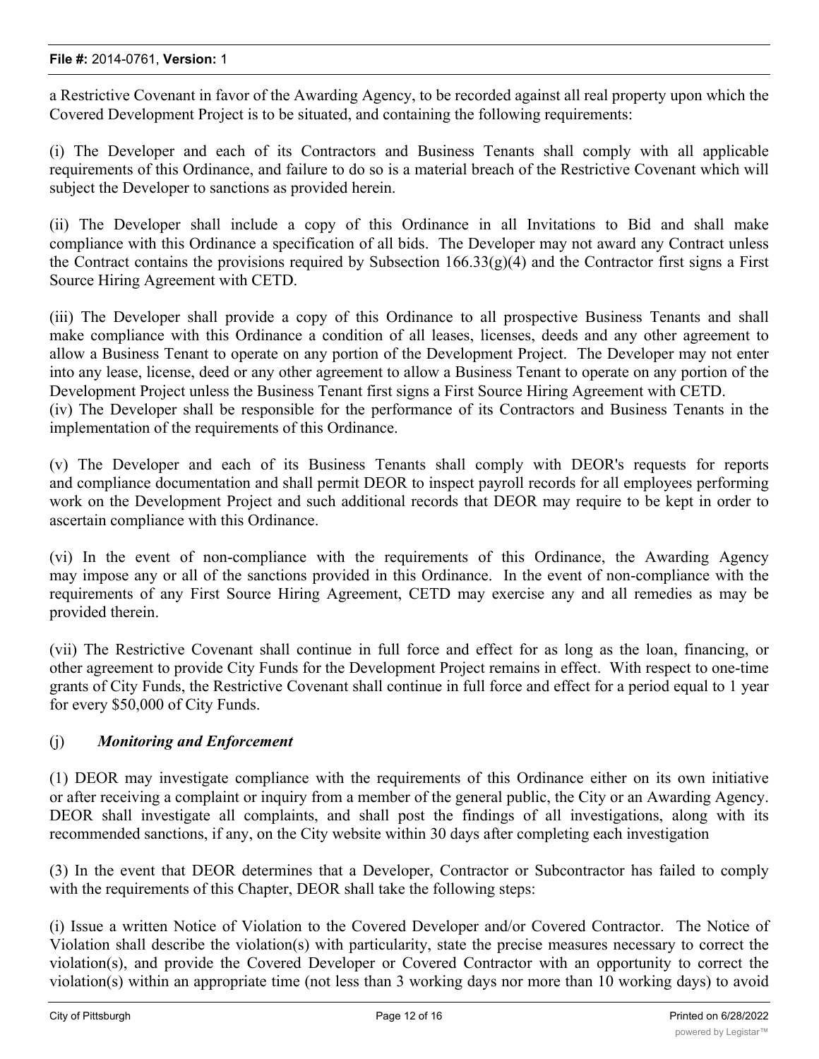a Restrictive Covenant in favor of the Awarding Agency, to be recorded against all real property upon which the Covered Development Project is to be situated, and containing the following requirements:

(i) The Developer and each of its Contractors and Business Tenants shall comply with all applicable requirements of this Ordinance, and failure to do so is a material breach of the Restrictive Covenant which will subject the Developer to sanctions as provided herein.

(ii) The Developer shall include a copy of this Ordinance in all Invitations to Bid and shall make compliance with this Ordinance a specification of all bids. The Developer may not award any Contract unless the Contract contains the provisions required by Subsection 166.33(g)(4) and the Contractor first signs a First Source Hiring Agreement with CETD.

(iii) The Developer shall provide a copy of this Ordinance to all prospective Business Tenants and shall make compliance with this Ordinance a condition of all leases, licenses, deeds and any other agreement to allow a Business Tenant to operate on any portion of the Development Project. The Developer may not enter into any lease, license, deed or any other agreement to allow a Business Tenant to operate on any portion of the Development Project unless the Business Tenant first signs a First Source Hiring Agreement with CETD.

(iv) The Developer shall be responsible for the performance of its Contractors and Business Tenants in the implementation of the requirements of this Ordinance.

(v) The Developer and each of its Business Tenants shall comply with DEOR's requests for reports and compliance documentation and shall permit DEOR to inspect payroll records for all employees performing work on the Development Project and such additional records that DEOR may require to be kept in order to ascertain compliance with this Ordinance.

(vi) In the event of non-compliance with the requirements of this Ordinance, the Awarding Agency may impose any or all of the sanctions provided in this Ordinance. In the event of non-compliance with the requirements of any First Source Hiring Agreement, CETD may exercise any and all remedies as may be provided therein.

(vii) The Restrictive Covenant shall continue in full force and effect for as long as the loan, financing, or other agreement to provide City Funds for the Development Project remains in effect. With respect to one-time grants of City Funds, the Restrictive Covenant shall continue in full force and effect for a period equal to 1 year for every $50,000 of City Funds.

(j) ***Monitoring and Enforcement***

(1) DEOR may investigate compliance with the requirements of this Ordinance either on its own initiative or after receiving a complaint or inquiry from a member of the general public, the City or an Awarding Agency. DEOR shall investigate all complaints, and shall post the findings of all investigations, along with its recommended sanctions, if any, on the City website within 30 days after completing each investigation

(3) In the event that DEOR determines that a Developer, Contractor or Subcontractor has failed to comply with the requirements of this Chapter, DEOR shall take the following steps:

(i) Issue a written Notice of Violation to the Covered Developer and/or Covered Contractor. The Notice of Violation shall describe the violation(s) with particularity, state the precise measures necessary to correct the violation(s), and provide the Covered Developer or Covered Contractor with an opportunity to correct the violation(s) within an appropriate time (not less than 3 working days nor more than 10 working days) to avoid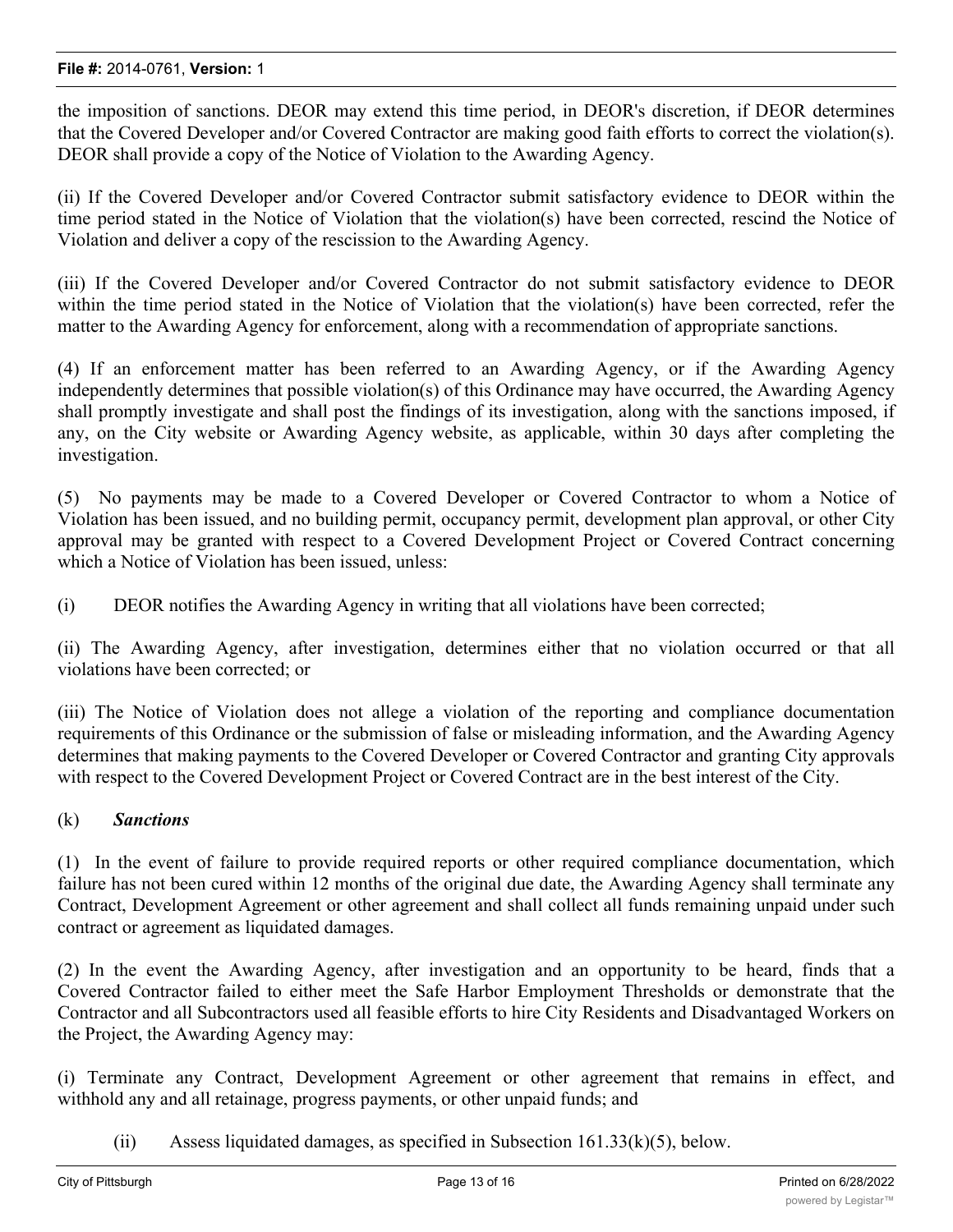the imposition of sanctions. DEOR may extend this time period, in DEOR's discretion, if DEOR determines that the Covered Developer and/or Covered Contractor are making good faith efforts to correct the violation(s). DEOR shall provide a copy of the Notice of Violation to the Awarding Agency.

(ii) If the Covered Developer and/or Covered Contractor submit satisfactory evidence to DEOR within the time period stated in the Notice of Violation that the violation(s) have been corrected, rescind the Notice of Violation and deliver a copy of the rescission to the Awarding Agency.

(iii) If the Covered Developer and/or Covered Contractor do not submit satisfactory evidence to DEOR within the time period stated in the Notice of Violation that the violation(s) have been corrected, refer the matter to the Awarding Agency for enforcement, along with a recommendation of appropriate sanctions.

(4) If an enforcement matter has been referred to an Awarding Agency, or if the Awarding Agency independently determines that possible violation(s) of this Ordinance may have occurred, the Awarding Agency shall promptly investigate and shall post the findings of its investigation, along with the sanctions imposed, if any, on the City website or Awarding Agency website, as applicable, within 30 days after completing the investigation.

(5) No payments may be made to a Covered Developer or Covered Contractor to whom a Notice of Violation has been issued, and no building permit, occupancy permit, development plan approval, or other City approval may be granted with respect to a Covered Development Project or Covered Contract concerning which a Notice of Violation has been issued, unless:

(i) DEOR notifies the Awarding Agency in writing that all violations have been corrected;

(ii) The Awarding Agency, after investigation, determines either that no violation occurred or that all violations have been corrected; or

(iii) The Notice of Violation does not allege a violation of the reporting and compliance documentation requirements of this Ordinance or the submission of false or misleading information, and the Awarding Agency determines that making payments to the Covered Developer or Covered Contractor and granting City approvals with respect to the Covered Development Project or Covered Contract are in the best interest of the City.

(k) ***Sanctions***

(1) In the event of failure to provide required reports or other required compliance documentation, which failure has not been cured within 12 months of the original due date, the Awarding Agency shall terminate any Contract, Development Agreement or other agreement and shall collect all funds remaining unpaid under such contract or agreement as liquidated damages.

(2) In the event the Awarding Agency, after investigation and an opportunity to be heard, finds that a Covered Contractor failed to either meet the Safe Harbor Employment Thresholds or demonstrate that the Contractor and all Subcontractors used all feasible efforts to hire City Residents and Disadvantaged Workers on the Project, the Awarding Agency may:

(i) Terminate any Contract, Development Agreement or other agreement that remains in effect, and withhold any and all retainage, progress payments, or other unpaid funds; and

(ii) Assess liquidated damages, as specified in Subsection 161.33(k)(5), below.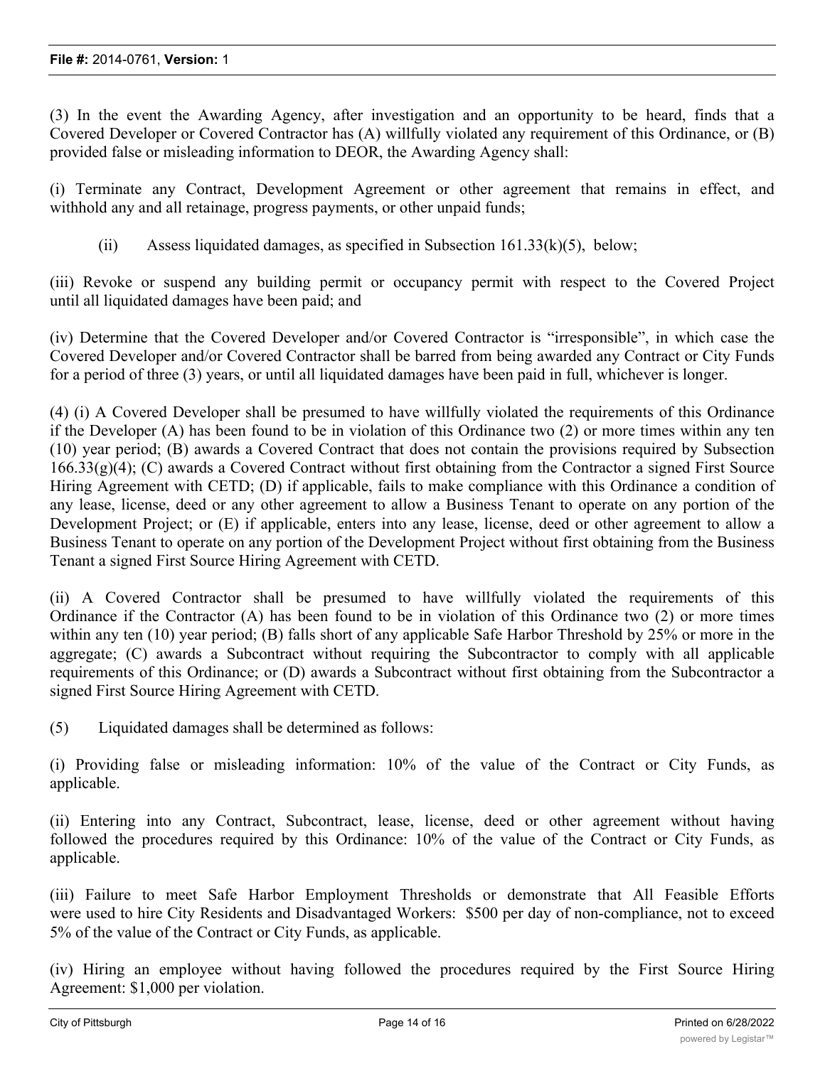(3) In the event the Awarding Agency, after investigation and an opportunity to be heard, finds that a Covered Developer or Covered Contractor has (A) willfully violated any requirement of this Ordinance, or (B) provided false or misleading information to DEOR, the Awarding Agency shall:

(i) Terminate any Contract, Development Agreement or other agreement that remains in effect, and withhold any and all retainage, progress payments, or other unpaid funds;

(ii) Assess liquidated damages, as specified in Subsection 161.33(k)(5), below;

(iii) Revoke or suspend any building permit or occupancy permit with respect to the Covered Project until all liquidated damages have been paid; and

(iv) Determine that the Covered Developer and/or Covered Contractor is "irresponsible", in which case the Covered Developer and/or Covered Contractor shall be barred from being awarded any Contract or City Funds for a period of three (3) years, or until all liquidated damages have been paid in full, whichever is longer.

(4) (i) A Covered Developer shall be presumed to have willfully violated the requirements of this Ordinance if the Developer (A) has been found to be in violation of this Ordinance two (2) or more times within any ten (10) year period; (B) awards a Covered Contract that does not contain the provisions required by Subsection 166.33(g)(4); (C) awards a Covered Contract without first obtaining from the Contractor a signed First Source Hiring Agreement with CETD; (D) if applicable, fails to make compliance with this Ordinance a condition of any lease, license, deed or any other agreement to allow a Business Tenant to operate on any portion of the Development Project; or (E) if applicable, enters into any lease, license, deed or other agreement to allow a Business Tenant to operate on any portion of the Development Project without first obtaining from the Business Tenant a signed First Source Hiring Agreement with CETD.

(ii) A Covered Contractor shall be presumed to have willfully violated the requirements of this Ordinance if the Contractor (A) has been found to be in violation of this Ordinance two (2) or more times within any ten (10) year period; (B) falls short of any applicable Safe Harbor Threshold by 25% or more in the aggregate; (C) awards a Subcontract without requiring the Subcontractor to comply with all applicable requirements of this Ordinance; or (D) awards a Subcontract without first obtaining from the Subcontractor a signed First Source Hiring Agreement with CETD.

(5) Liquidated damages shall be determined as follows:

(i) Providing false or misleading information: 10% of the value of the Contract or City Funds, as applicable.

(ii) Entering into any Contract, Subcontract, lease, license, deed or other agreement without having followed the procedures required by this Ordinance: 10% of the value of the Contract or City Funds, as applicable.

(iii) Failure to meet Safe Harbor Employment Thresholds or demonstrate that All Feasible Efforts were used to hire City Residents and Disadvantaged Workers: $500 per day of non-compliance, not to exceed 5% of the value of the Contract or City Funds, as applicable.

(iv) Hiring an employee without having followed the procedures required by the First Source Hiring Agreement: $1,000 per violation.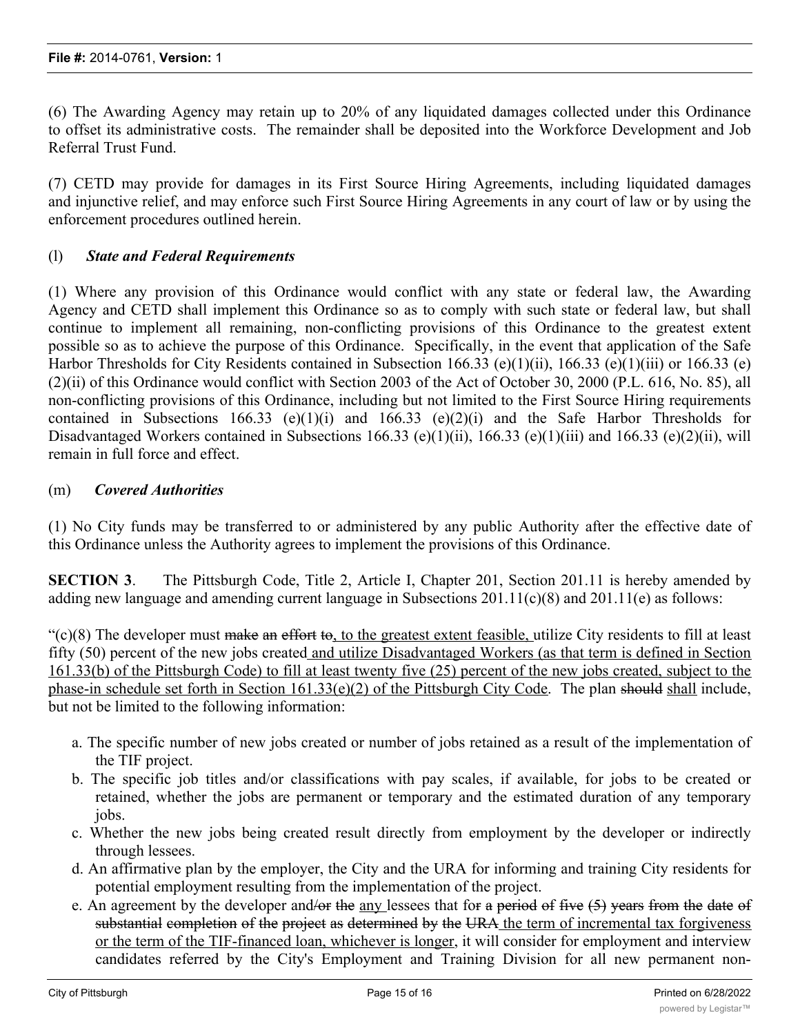(6) The Awarding Agency may retain up to 20% of any liquidated damages collected under this Ordinance to offset its administrative costs. The remainder shall be deposited into the Workforce Development and Job Referral Trust Fund.

(7) CETD may provide for damages in its First Source Hiring Agreements, including liquidated damages and injunctive relief, and may enforce such First Source Hiring Agreements in any court of law or by using the enforcement procedures outlined herein.

(l) ***State and Federal Requirements***

(1) Where any provision of this Ordinance would conflict with any state or federal law, the Awarding Agency and CETD shall implement this Ordinance so as to comply with such state or federal law, but shall continue to implement all remaining, non-conflicting provisions of this Ordinance to the greatest extent possible so as to achieve the purpose of this Ordinance. Specifically, in the event that application of the Safe Harbor Thresholds for City Residents contained in Subsection 166.33 (e)(1)(ii), 166.33 (e)(1)(iii) or 166.33 (e)(2)(ii) of this Ordinance would conflict with Section 2003 of the Act of October 30, 2000 (P.L. 616, No. 85), all non-conflicting provisions of this Ordinance, including but not limited to the First Source Hiring requirements contained in Subsections 166.33 (e)(1)(i) and 166.33 (e)(2)(i) and the Safe Harbor Thresholds for Disadvantaged Workers contained in Subsections 166.33 (e)(1)(ii), 166.33 (e)(1)(iii) and 166.33 (e)(2)(ii), will remain in full force and effect.

(m) ***Covered Authorities***

(1) No City funds may be transferred to or administered by any public Authority after the effective date of this Ordinance unless the Authority agrees to implement the provisions of this Ordinance.

**SECTION 3**. The Pittsburgh Code, Title 2, Article I, Chapter 201, Section 201.11 is hereby amended by adding new language and amending current language in Subsections 201.11(c)(8) and 201.11(e) as follows:

"(c)(8) The developer must ~~make an effort to~~, to the greatest extent feasible, utilize City residents to fill at least fifty (50) percent of the new jobs created and utilize Disadvantaged Workers (as that term is defined in Section 161.33(b) of the Pittsburgh Code) to fill at least twenty five (25) percent of the new jobs created, subject to the phase-in schedule set forth in Section 161.33(e)(2) of the Pittsburgh City Code. The plan ~~should~~ shall include, but not be limited to the following information:

a. The specific number of new jobs created or number of jobs retained as a result of the implementation of the TIF project.
b. The specific job titles and/or classifications with pay scales, if available, for jobs to be created or retained, whether the jobs are permanent or temporary and the estimated duration of any temporary jobs.
c. Whether the new jobs being created result directly from employment by the developer or indirectly through lessees.
d. An affirmative plan by the employer, the City and the URA for informing and training City residents for potential employment resulting from the implementation of the project.
e. An agreement by the developer and~~/or the~~ any lessees that fo~~r a period of five (5) years from the date of substantial completion of the project as determined by the URA~~ the term of incremental tax forgiveness or the term of the TIF-financed loan, whichever is longer, it will consider for employment and interview candidates referred by the City's Employment and Training Division for all new permanent non-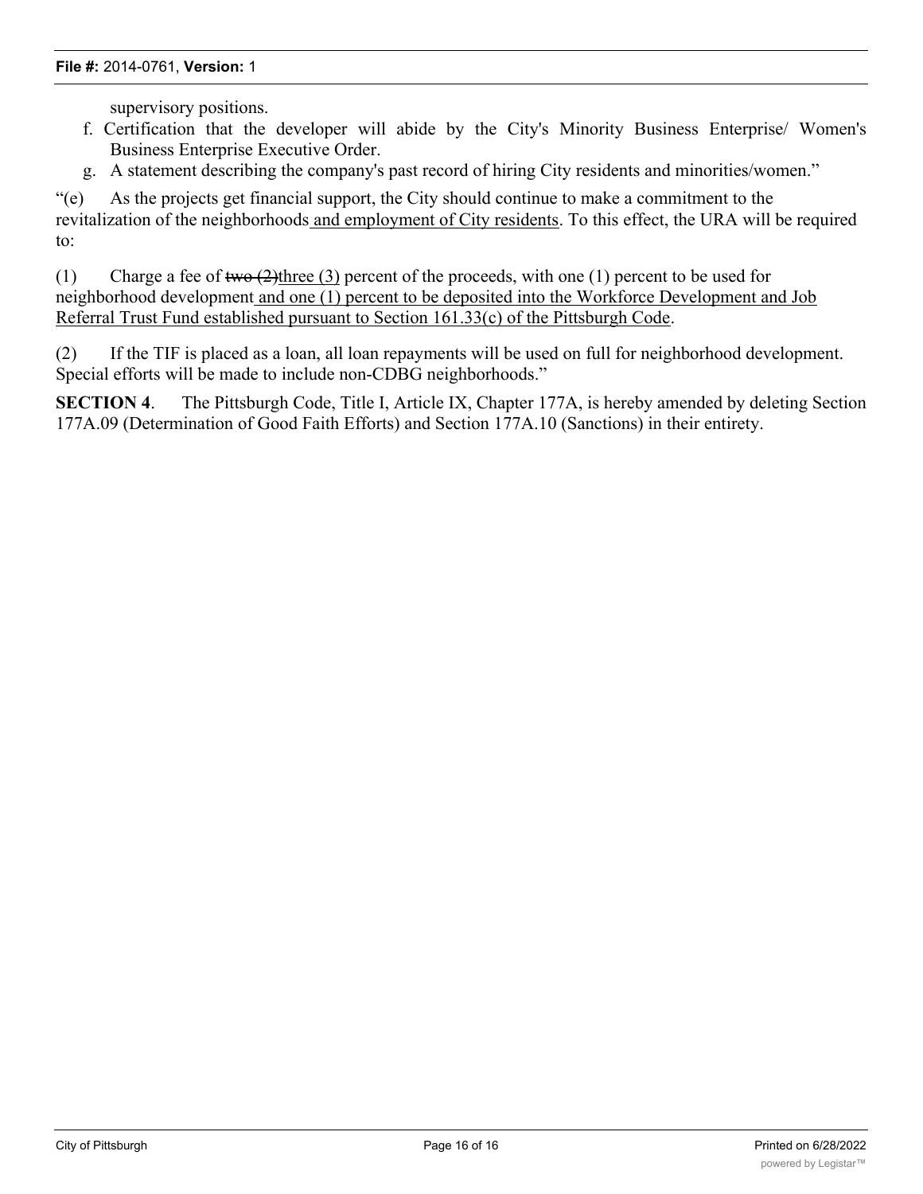supervisory positions.

f. Certification that the developer will abide by the City's Minority Business Enterprise/ Women's Business Enterprise Executive Order.

g. A statement describing the company's past record of hiring City residents and minorities/women."

"(e) As the projects get financial support, the City should continue to make a commitment to the revitalization of the neighborhoods and employment of City residents. To this effect, the URA will be required to:

(1) Charge a fee of ~~two (2)~~three (3) percent of the proceeds, with one (1) percent to be used for neighborhood development and one (1) percent to be deposited into the Workforce Development and Job Referral Trust Fund established pursuant to Section 161.33(c) of the Pittsburgh Code.

(2) If the TIF is placed as a loan, all loan repayments will be used on full for neighborhood development. Special efforts will be made to include non-CDBG neighborhoods."

**SECTION 4**. The Pittsburgh Code, Title I, Article IX, Chapter 177A, is hereby amended by deleting Section 177A.09 (Determination of Good Faith Efforts) and Section 177A.10 (Sanctions) in their entirety.